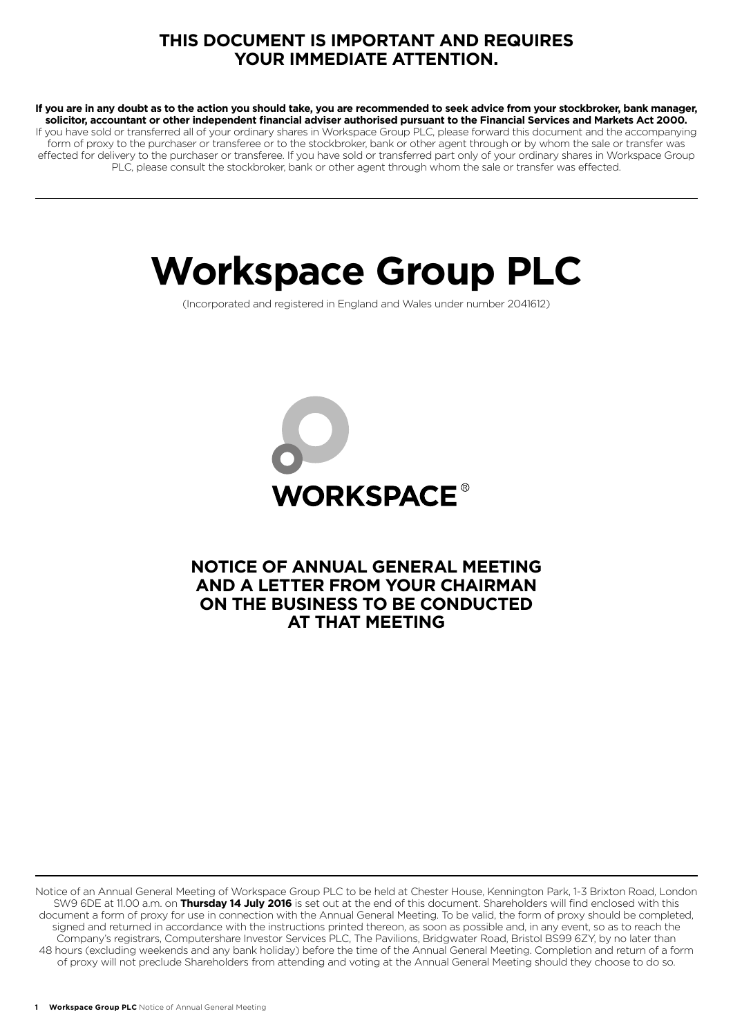**THIS DOCUMENT IS IMPORTANT AND REQUIRES YOUR IMMEDIATE ATTENTION.**

**If you are in any doubt as to the action you should take, you are recommended to seek advice from your stockbroker, bank manager, solicitor, accountant or other independent financial adviser authorised pursuant to the Financial Services and Markets Act 2000.** If you have sold or transferred all of your ordinary shares in Workspace Group PLC, please forward this document and the accompanying form of proxy to the purchaser or transferee or to the stockbroker, bank or other agent through or by whom the sale or transfer was effected for delivery to the purchaser or transferee. If you have sold or transferred part only of your ordinary shares in Workspace Group PLC, please consult the stockbroker, bank or other agent through whom the sale or transfer was effected.

# Workspace Group PLC

(Incorporated and registered in England and Wales under number 2041612)

WORKSPACE®

## NOTICE OF ANNUAL GENERAL MEETING AND A LETTER FROM YOUR CHAIRMAN ON THE BUSINESS TO BE CONDUCTED AT THAT MEETING

Notice of an Annual General Meeting of Workspace Group PLC to be held at Chester House, Kennington Park, 1-3 Brixton Road, London SW9 6DE at 11.00 a.m. on **Thursday 14 July 2016** is set out at the end of this document. Shareholders will find enclosed with this document a form of proxy for use in connection with the Annual General Meeting. To be valid, the form of proxy should be completed, signed and returned in accordance with the instructions printed thereon, as soon as possible and, in any event, so as to reach the Company's registrars, Computershare Investor Services PLC, The Pavilions, Bridgwater Road, Bristol BS99 6ZY, by no later than 48 hours (excluding weekends and any bank holiday) before the time of the Annual General Meeting. Completion and return of a form of proxy will not preclude Shareholders from attending and voting at the Annual General Meeting should they choose to do so.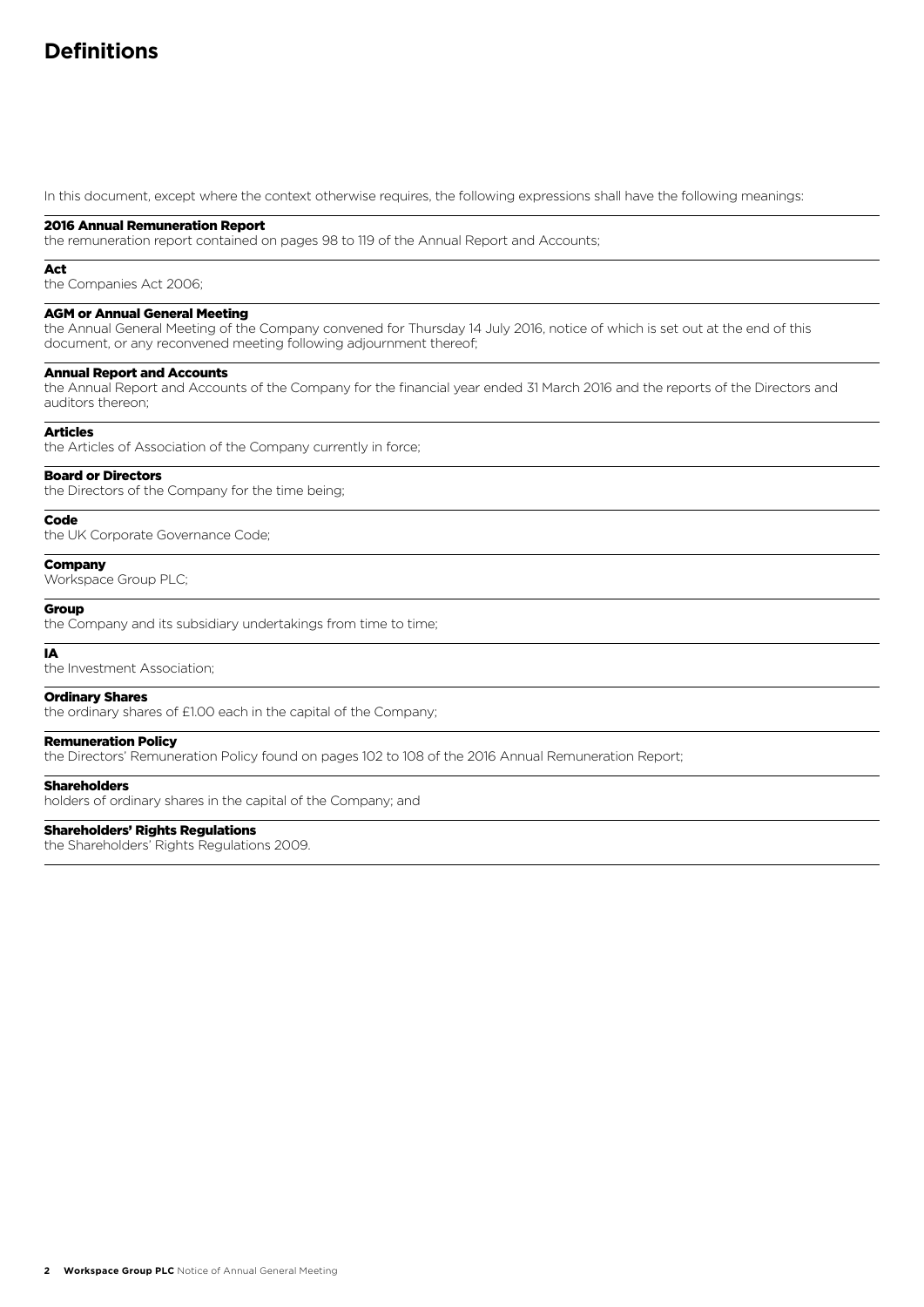# Definitions

In this document, except where the context otherwise requires, the following expressions shall have the following meanings:

**2016 Annual Remuneration Report**
the remuneration report contained on pages 98 to 119 of the Annual Report and Accounts;

**Act**
the Companies Act 2006;

**AGM or Annual General Meeting**
the Annual General Meeting of the Company convened for Thursday 14 July 2016, notice of which is set out at the end of this document, or any reconvened meeting following adjournment thereof;

**Annual Report and Accounts**
the Annual Report and Accounts of the Company for the financial year ended 31 March 2016 and the reports of the Directors and auditors thereon;

**Articles**
the Articles of Association of the Company currently in force;

**Board or Directors**
the Directors of the Company for the time being;

**Code**
the UK Corporate Governance Code;

**Company**
Workspace Group PLC;

**Group**
the Company and its subsidiary undertakings from time to time;

**IA**
the Investment Association;

**Ordinary Shares**
the ordinary shares of £1.00 each in the capital of the Company;

**Remuneration Policy**
the Directors' Remuneration Policy found on pages 102 to 108 of the 2016 Annual Remuneration Report;

**Shareholders**
holders of ordinary shares in the capital of the Company; and

**Shareholders' Rights Regulations**
the Shareholders' Rights Regulations 2009.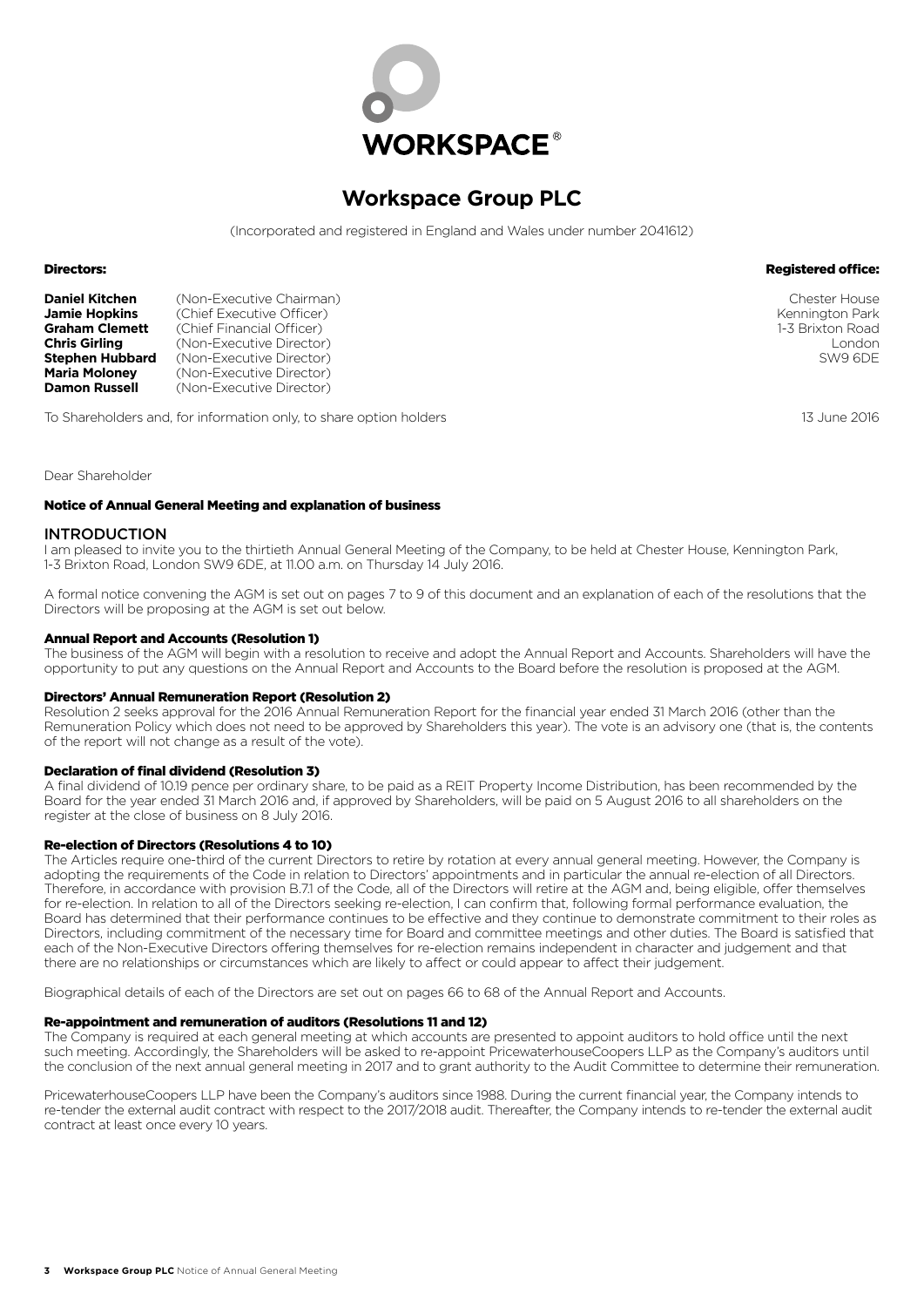# Workspace Group PLC

(Incorporated and registered in England and Wales under number 2041612)

**Directors:**

| | |
|---|---|
| **Daniel Kitchen** | (Non-Executive Chairman) |
| **Jamie Hopkins** | (Chief Executive Officer) |
| **Graham Clemett** | (Chief Financial Officer) |
| **Chris Girling** | (Non-Executive Director) |
| **Stephen Hubbard** | (Non-Executive Director) |
| **Maria Moloney** | (Non-Executive Director) |
| **Damon Russell** | (Non-Executive Director) |

**Registered office:**

Chester House
Kennington Park
1-3 Brixton Road
London
SW9 6DE

To Shareholders and, for information only, to share option holders

13 June 2016

Dear Shareholder

**Notice of Annual General Meeting and explanation of business**

## INTRODUCTION

I am pleased to invite you to the thirtieth Annual General Meeting of the Company, to be held at Chester House, Kennington Park, 1-3 Brixton Road, London SW9 6DE, at 11.00 a.m. on Thursday 14 July 2016.

A formal notice convening the AGM is set out on pages 7 to 9 of this document and an explanation of each of the resolutions that the Directors will be proposing at the AGM is set out below.

### Annual Report and Accounts (Resolution 1)

The business of the AGM will begin with a resolution to receive and adopt the Annual Report and Accounts. Shareholders will have the opportunity to put any questions on the Annual Report and Accounts to the Board before the resolution is proposed at the AGM.

### Directors' Annual Remuneration Report (Resolution 2)

Resolution 2 seeks approval for the 2016 Annual Remuneration Report for the financial year ended 31 March 2016 (other than the Remuneration Policy which does not need to be approved by Shareholders this year). The vote is an advisory one (that is, the contents of the report will not change as a result of the vote).

### Declaration of final dividend (Resolution 3)

A final dividend of 10.19 pence per ordinary share, to be paid as a REIT Property Income Distribution, has been recommended by the Board for the year ended 31 March 2016 and, if approved by Shareholders, will be paid on 5 August 2016 to all shareholders on the register at the close of business on 8 July 2016.

### Re-election of Directors (Resolutions 4 to 10)

The Articles require one-third of the current Directors to retire by rotation at every annual general meeting. However, the Company is adopting the requirements of the Code in relation to Directors' appointments and in particular the annual re-election of all Directors. Therefore, in accordance with provision B.7.1 of the Code, all of the Directors will retire at the AGM and, being eligible, offer themselves for re-election. In relation to all of the Directors seeking re-election, I can confirm that, following formal performance evaluation, the Board has determined that their performance continues to be effective and they continue to demonstrate commitment to their roles as Directors, including commitment of the necessary time for Board and committee meetings and other duties. The Board is satisfied that each of the Non-Executive Directors offering themselves for re-election remains independent in character and judgement and that there are no relationships or circumstances which are likely to affect or could appear to affect their judgement.

Biographical details of each of the Directors are set out on pages 66 to 68 of the Annual Report and Accounts.

### Re-appointment and remuneration of auditors (Resolutions 11 and 12)

The Company is required at each general meeting at which accounts are presented to appoint auditors to hold office until the next such meeting. Accordingly, the Shareholders will be asked to re-appoint PricewaterhouseCoopers LLP as the Company's auditors until the conclusion of the next annual general meeting in 2017 and to grant authority to the Audit Committee to determine their remuneration.

PricewaterhouseCoopers LLP have been the Company's auditors since 1988. During the current financial year, the Company intends to re-tender the external audit contract with respect to the 2017/2018 audit. Thereafter, the Company intends to re-tender the external audit contract at least once every 10 years.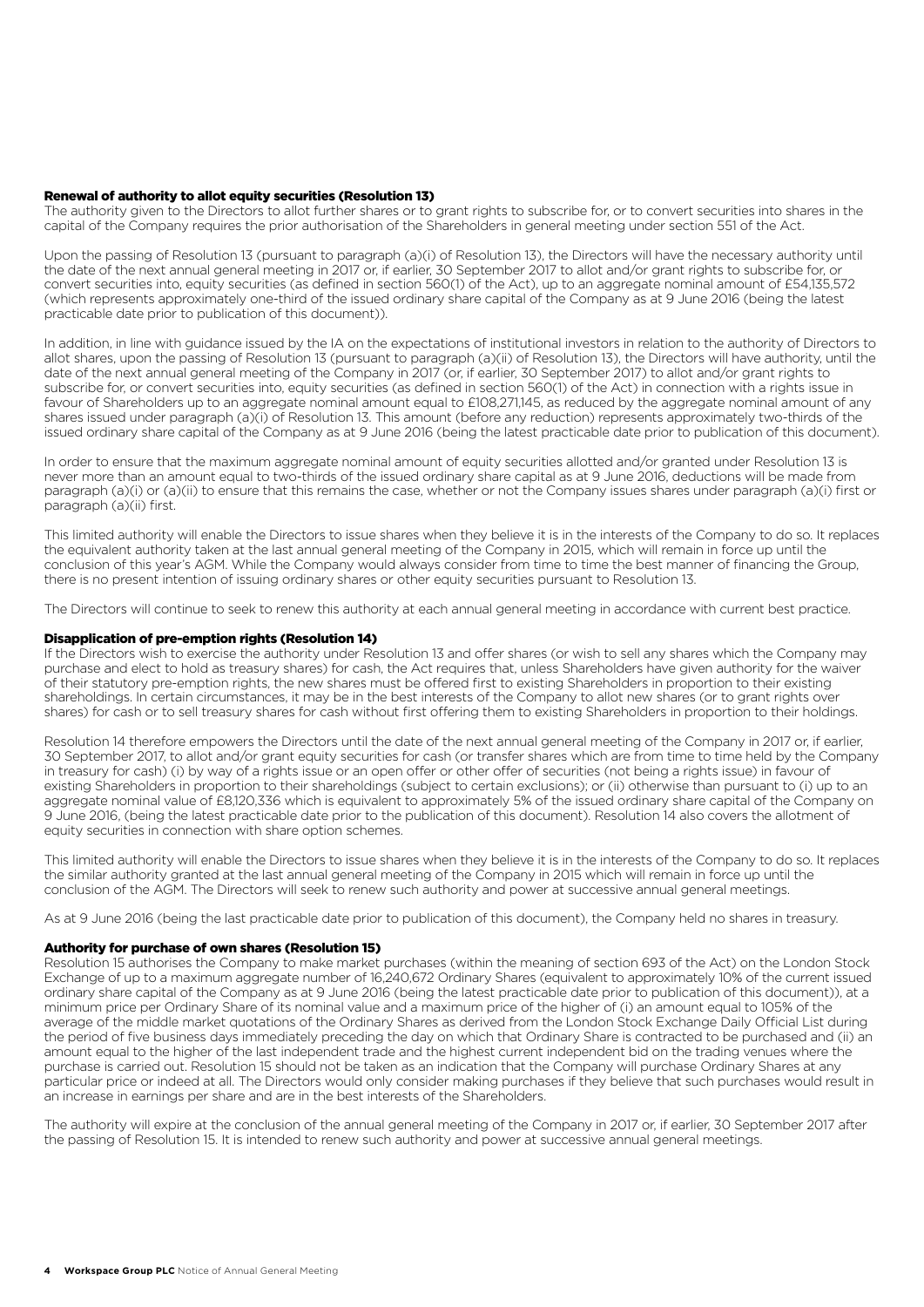### Renewal of authority to allot equity securities (Resolution 13)

The authority given to the Directors to allot further shares or to grant rights to subscribe for, or to convert securities into shares in the capital of the Company requires the prior authorisation of the Shareholders in general meeting under section 551 of the Act.

Upon the passing of Resolution 13 (pursuant to paragraph (a)(i) of Resolution 13), the Directors will have the necessary authority until the date of the next annual general meeting in 2017 or, if earlier, 30 September 2017 to allot and/or grant rights to subscribe for, or convert securities into, equity securities (as defined in section 560(1) of the Act), up to an aggregate nominal amount of £54,135,572 (which represents approximately one-third of the issued ordinary share capital of the Company as at 9 June 2016 (being the latest practicable date prior to publication of this document)).

In addition, in line with guidance issued by the IA on the expectations of institutional investors in relation to the authority of Directors to allot shares, upon the passing of Resolution 13 (pursuant to paragraph (a)(ii) of Resolution 13), the Directors will have authority, until the date of the next annual general meeting of the Company in 2017 (or, if earlier, 30 September 2017) to allot and/or grant rights to subscribe for, or convert securities into, equity securities (as defined in section 560(1) of the Act) in connection with a rights issue in favour of Shareholders up to an aggregate nominal amount equal to £108,271,145, as reduced by the aggregate nominal amount of any shares issued under paragraph (a)(i) of Resolution 13. This amount (before any reduction) represents approximately two-thirds of the issued ordinary share capital of the Company as at 9 June 2016 (being the latest practicable date prior to publication of this document).

In order to ensure that the maximum aggregate nominal amount of equity securities allotted and/or granted under Resolution 13 is never more than an amount equal to two-thirds of the issued ordinary share capital as at 9 June 2016, deductions will be made from paragraph (a)(i) or (a)(ii) to ensure that this remains the case, whether or not the Company issues shares under paragraph (a)(i) first or paragraph (a)(ii) first.

This limited authority will enable the Directors to issue shares when they believe it is in the interests of the Company to do so. It replaces the equivalent authority taken at the last annual general meeting of the Company in 2015, which will remain in force up until the conclusion of this year's AGM. While the Company would always consider from time to time the best manner of financing the Group, there is no present intention of issuing ordinary shares or other equity securities pursuant to Resolution 13.

The Directors will continue to seek to renew this authority at each annual general meeting in accordance with current best practice.

### Disapplication of pre-emption rights (Resolution 14)

If the Directors wish to exercise the authority under Resolution 13 and offer shares (or wish to sell any shares which the Company may purchase and elect to hold as treasury shares) for cash, the Act requires that, unless Shareholders have given authority for the waiver of their statutory pre-emption rights, the new shares must be offered first to existing Shareholders in proportion to their existing shareholdings. In certain circumstances, it may be in the best interests of the Company to allot new shares (or to grant rights over shares) for cash or to sell treasury shares for cash without first offering them to existing Shareholders in proportion to their holdings.

Resolution 14 therefore empowers the Directors until the date of the next annual general meeting of the Company in 2017 or, if earlier, 30 September 2017, to allot and/or grant equity securities for cash (or transfer shares which are from time to time held by the Company in treasury for cash) (i) by way of a rights issue or an open offer or other offer of securities (not being a rights issue) in favour of existing Shareholders in proportion to their shareholdings (subject to certain exclusions); or (ii) otherwise than pursuant to (i) up to an aggregate nominal value of £8,120,336 which is equivalent to approximately 5% of the issued ordinary share capital of the Company on 9 June 2016, (being the latest practicable date prior to the publication of this document). Resolution 14 also covers the allotment of equity securities in connection with share option schemes.

This limited authority will enable the Directors to issue shares when they believe it is in the interests of the Company to do so. It replaces the similar authority granted at the last annual general meeting of the Company in 2015 which will remain in force up until the conclusion of the AGM. The Directors will seek to renew such authority and power at successive annual general meetings.

As at 9 June 2016 (being the last practicable date prior to publication of this document), the Company held no shares in treasury.

### Authority for purchase of own shares (Resolution 15)

Resolution 15 authorises the Company to make market purchases (within the meaning of section 693 of the Act) on the London Stock Exchange of up to a maximum aggregate number of 16,240,672 Ordinary Shares (equivalent to approximately 10% of the current issued ordinary share capital of the Company as at 9 June 2016 (being the latest practicable date prior to publication of this document)), at a minimum price per Ordinary Share of its nominal value and a maximum price of the higher of (i) an amount equal to 105% of the average of the middle market quotations of the Ordinary Shares as derived from the London Stock Exchange Daily Official List during the period of five business days immediately preceding the day on which that Ordinary Share is contracted to be purchased and (ii) an amount equal to the higher of the last independent trade and the highest current independent bid on the trading venues where the purchase is carried out. Resolution 15 should not be taken as an indication that the Company will purchase Ordinary Shares at any particular price or indeed at all. The Directors would only consider making purchases if they believe that such purchases would result in an increase in earnings per share and are in the best interests of the Shareholders.

The authority will expire at the conclusion of the annual general meeting of the Company in 2017 or, if earlier, 30 September 2017 after the passing of Resolution 15. It is intended to renew such authority and power at successive annual general meetings.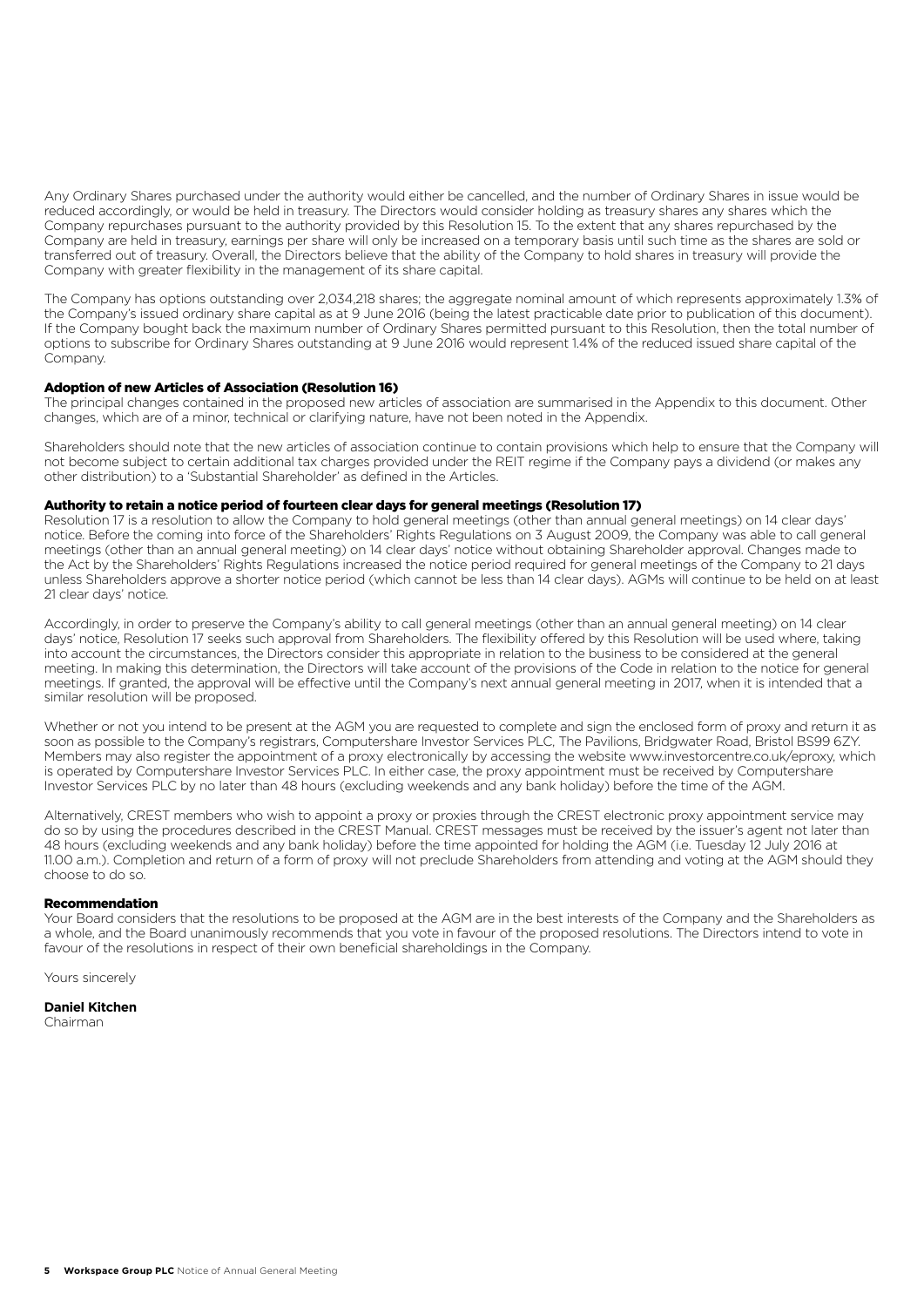Any Ordinary Shares purchased under the authority would either be cancelled, and the number of Ordinary Shares in issue would be reduced accordingly, or would be held in treasury. The Directors would consider holding as treasury shares any shares which the Company repurchases pursuant to the authority provided by this Resolution 15. To the extent that any shares repurchased by the Company are held in treasury, earnings per share will only be increased on a temporary basis until such time as the shares are sold or transferred out of treasury. Overall, the Directors believe that the ability of the Company to hold shares in treasury will provide the Company with greater flexibility in the management of its share capital.

The Company has options outstanding over 2,034,218 shares; the aggregate nominal amount of which represents approximately 1.3% of the Company's issued ordinary share capital as at 9 June 2016 (being the latest practicable date prior to publication of this document). If the Company bought back the maximum number of Ordinary Shares permitted pursuant to this Resolution, then the total number of options to subscribe for Ordinary Shares outstanding at 9 June 2016 would represent 1.4% of the reduced issued share capital of the Company.

### Adoption of new Articles of Association (Resolution 16)

The principal changes contained in the proposed new articles of association are summarised in the Appendix to this document. Other changes, which are of a minor, technical or clarifying nature, have not been noted in the Appendix.

Shareholders should note that the new articles of association continue to contain provisions which help to ensure that the Company will not become subject to certain additional tax charges provided under the REIT regime if the Company pays a dividend (or makes any other distribution) to a 'Substantial Shareholder' as defined in the Articles.

### Authority to retain a notice period of fourteen clear days for general meetings (Resolution 17)

Resolution 17 is a resolution to allow the Company to hold general meetings (other than annual general meetings) on 14 clear days' notice. Before the coming into force of the Shareholders' Rights Regulations on 3 August 2009, the Company was able to call general meetings (other than an annual general meeting) on 14 clear days' notice without obtaining Shareholder approval. Changes made to the Act by the Shareholders' Rights Regulations increased the notice period required for general meetings of the Company to 21 days unless Shareholders approve a shorter notice period (which cannot be less than 14 clear days). AGMs will continue to be held on at least 21 clear days' notice.

Accordingly, in order to preserve the Company's ability to call general meetings (other than an annual general meeting) on 14 clear days' notice, Resolution 17 seeks such approval from Shareholders. The flexibility offered by this Resolution will be used where, taking into account the circumstances, the Directors consider this appropriate in relation to the business to be considered at the general meeting. In making this determination, the Directors will take account of the provisions of the Code in relation to the notice for general meetings. If granted, the approval will be effective until the Company's next annual general meeting in 2017, when it is intended that a similar resolution will be proposed.

Whether or not you intend to be present at the AGM you are requested to complete and sign the enclosed form of proxy and return it as soon as possible to the Company's registrars, Computershare Investor Services PLC, The Pavilions, Bridgwater Road, Bristol BS99 6ZY. Members may also register the appointment of a proxy electronically by accessing the website www.investorcentre.co.uk/eproxy, which is operated by Computershare Investor Services PLC. In either case, the proxy appointment must be received by Computershare Investor Services PLC by no later than 48 hours (excluding weekends and any bank holiday) before the time of the AGM.

Alternatively, CREST members who wish to appoint a proxy or proxies through the CREST electronic proxy appointment service may do so by using the procedures described in the CREST Manual. CREST messages must be received by the issuer's agent not later than 48 hours (excluding weekends and any bank holiday) before the time appointed for holding the AGM (i.e. Tuesday 12 July 2016 at 11.00 a.m.). Completion and return of a form of proxy will not preclude Shareholders from attending and voting at the AGM should they choose to do so.

### Recommendation

Your Board considers that the resolutions to be proposed at the AGM are in the best interests of the Company and the Shareholders as a whole, and the Board unanimously recommends that you vote in favour of the proposed resolutions. The Directors intend to vote in favour of the resolutions in respect of their own beneficial shareholdings in the Company.

Yours sincerely

**Daniel Kitchen**
Chairman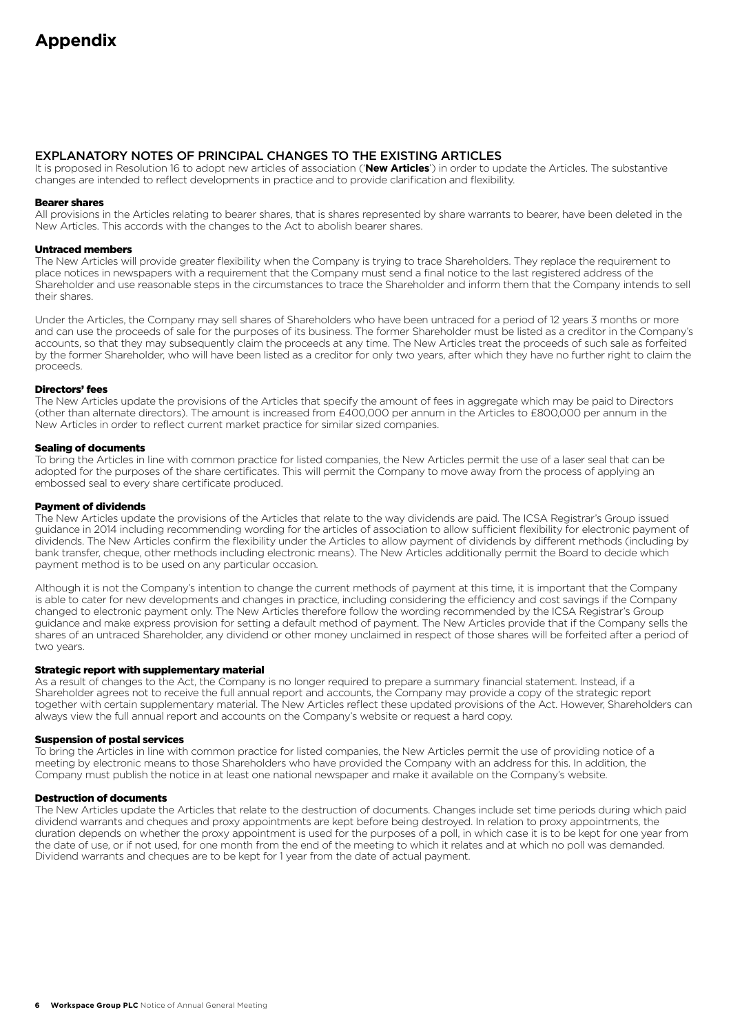# Appendix

## EXPLANATORY NOTES OF PRINCIPAL CHANGES TO THE EXISTING ARTICLES

It is proposed in Resolution 16 to adopt new articles of association ('**New Articles**') in order to update the Articles. The substantive changes are intended to reflect developments in practice and to provide clarification and flexibility.

### Bearer shares

All provisions in the Articles relating to bearer shares, that is shares represented by share warrants to bearer, have been deleted in the New Articles. This accords with the changes to the Act to abolish bearer shares.

### Untraced members

The New Articles will provide greater flexibility when the Company is trying to trace Shareholders. They replace the requirement to place notices in newspapers with a requirement that the Company must send a final notice to the last registered address of the Shareholder and use reasonable steps in the circumstances to trace the Shareholder and inform them that the Company intends to sell their shares.

Under the Articles, the Company may sell shares of Shareholders who have been untraced for a period of 12 years 3 months or more and can use the proceeds of sale for the purposes of its business. The former Shareholder must be listed as a creditor in the Company's accounts, so that they may subsequently claim the proceeds at any time. The New Articles treat the proceeds of such sale as forfeited by the former Shareholder, who will have been listed as a creditor for only two years, after which they have no further right to claim the proceeds.

### Directors' fees

The New Articles update the provisions of the Articles that specify the amount of fees in aggregate which may be paid to Directors (other than alternate directors). The amount is increased from £400,000 per annum in the Articles to £800,000 per annum in the New Articles in order to reflect current market practice for similar sized companies.

### Sealing of documents

To bring the Articles in line with common practice for listed companies, the New Articles permit the use of a laser seal that can be adopted for the purposes of the share certificates. This will permit the Company to move away from the process of applying an embossed seal to every share certificate produced.

### Payment of dividends

The New Articles update the provisions of the Articles that relate to the way dividends are paid. The ICSA Registrar's Group issued guidance in 2014 including recommending wording for the articles of association to allow sufficient flexibility for electronic payment of dividends. The New Articles confirm the flexibility under the Articles to allow payment of dividends by different methods (including by bank transfer, cheque, other methods including electronic means). The New Articles additionally permit the Board to decide which payment method is to be used on any particular occasion.

Although it is not the Company's intention to change the current methods of payment at this time, it is important that the Company is able to cater for new developments and changes in practice, including considering the efficiency and cost savings if the Company changed to electronic payment only. The New Articles therefore follow the wording recommended by the ICSA Registrar's Group guidance and make express provision for setting a default method of payment. The New Articles provide that if the Company sells the shares of an untraced Shareholder, any dividend or other money unclaimed in respect of those shares will be forfeited after a period of two years.

### Strategic report with supplementary material

As a result of changes to the Act, the Company is no longer required to prepare a summary financial statement. Instead, if a Shareholder agrees not to receive the full annual report and accounts, the Company may provide a copy of the strategic report together with certain supplementary material. The New Articles reflect these updated provisions of the Act. However, Shareholders can always view the full annual report and accounts on the Company's website or request a hard copy.

### Suspension of postal services

To bring the Articles in line with common practice for listed companies, the New Articles permit the use of providing notice of a meeting by electronic means to those Shareholders who have provided the Company with an address for this. In addition, the Company must publish the notice in at least one national newspaper and make it available on the Company's website.

### Destruction of documents

The New Articles update the Articles that relate to the destruction of documents. Changes include set time periods during which paid dividend warrants and cheques and proxy appointments are kept before being destroyed. In relation to proxy appointments, the duration depends on whether the proxy appointment is used for the purposes of a poll, in which case it is to be kept for one year from the date of use, or if not used, for one month from the end of the meeting to which it relates and at which no poll was demanded. Dividend warrants and cheques are to be kept for 1 year from the date of actual payment.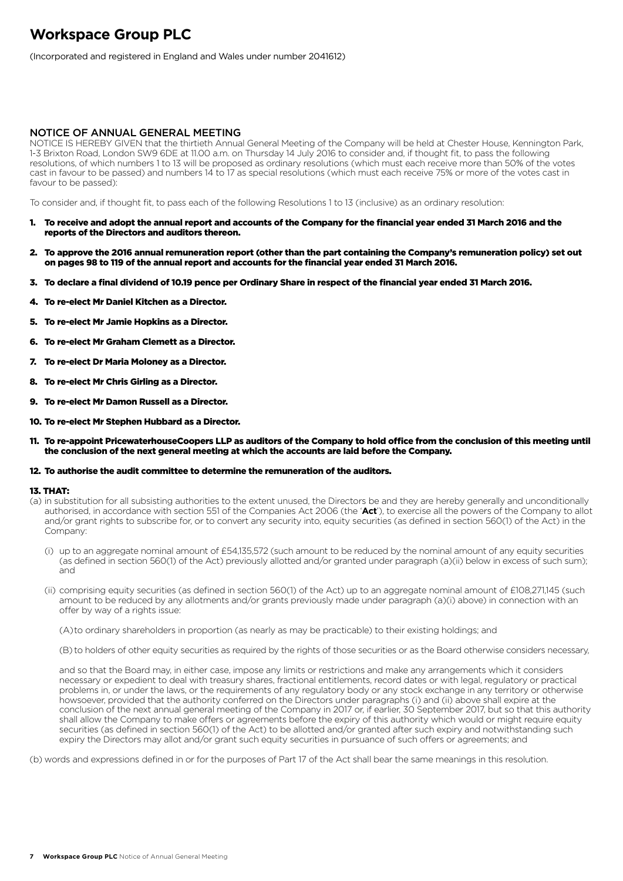# Workspace Group PLC

(Incorporated and registered in England and Wales under number 2041612)

## NOTICE OF ANNUAL GENERAL MEETING

NOTICE IS HEREBY GIVEN that the thirtieth Annual General Meeting of the Company will be held at Chester House, Kennington Park, 1-3 Brixton Road, London SW9 6DE at 11.00 a.m. on Thursday 14 July 2016 to consider and, if thought fit, to pass the following resolutions, of which numbers 1 to 13 will be proposed as ordinary resolutions (which must each receive more than 50% of the votes cast in favour to be passed) and numbers 14 to 17 as special resolutions (which must each receive 75% or more of the votes cast in favour to be passed):

To consider and, if thought fit, to pass each of the following Resolutions 1 to 13 (inclusive) as an ordinary resolution:

1. **To receive and adopt the annual report and accounts of the Company for the financial year ended 31 March 2016 and the reports of the Directors and auditors thereon.**
2. **To approve the 2016 annual remuneration report (other than the part containing the Company's remuneration policy) set out on pages 98 to 119 of the annual report and accounts for the financial year ended 31 March 2016.**
3. **To declare a final dividend of 10.19 pence per Ordinary Share in respect of the financial year ended 31 March 2016.**
4. **To re-elect Mr Daniel Kitchen as a Director.**
5. **To re-elect Mr Jamie Hopkins as a Director.**
6. **To re-elect Mr Graham Clemett as a Director.**
7. **To re-elect Dr Maria Moloney as a Director.**
8. **To re-elect Mr Chris Girling as a Director.**
9. **To re-elect Mr Damon Russell as a Director.**
10. **To re-elect Mr Stephen Hubbard as a Director.**
11. **To re-appoint PricewaterhouseCoopers LLP as auditors of the Company to hold office from the conclusion of this meeting until the conclusion of the next general meeting at which the accounts are laid before the Company.**
12. **To authorise the audit committee to determine the remuneration of the auditors.**

**13. THAT:**

(a) in substitution for all subsisting authorities to the extent unused, the Directors be and they are hereby generally and unconditionally authorised, in accordance with section 551 of the Companies Act 2006 (the '**Act**'), to exercise all the powers of the Company to allot and/or grant rights to subscribe for, or to convert any security into, equity securities (as defined in section 560(1) of the Act) in the Company:

(i) up to an aggregate nominal amount of £54,135,572 (such amount to be reduced by the nominal amount of any equity securities (as defined in section 560(1) of the Act) previously allotted and/or granted under paragraph (a)(ii) below in excess of such sum); and

(ii) comprising equity securities (as defined in section 560(1) of the Act) up to an aggregate nominal amount of £108,271,145 (such amount to be reduced by any allotments and/or grants previously made under paragraph (a)(i) above) in connection with an offer by way of a rights issue:

(A) to ordinary shareholders in proportion (as nearly as may be practicable) to their existing holdings; and

(B) to holders of other equity securities as required by the rights of those securities or as the Board otherwise considers necessary,

and so that the Board may, in either case, impose any limits or restrictions and make any arrangements which it considers necessary or expedient to deal with treasury shares, fractional entitlements, record dates or with legal, regulatory or practical problems in, or under the laws, or the requirements of any regulatory body or any stock exchange in any territory or otherwise howsoever, provided that the authority conferred on the Directors under paragraphs (i) and (ii) above shall expire at the conclusion of the next annual general meeting of the Company in 2017 or, if earlier, 30 September 2017, but so that this authority shall allow the Company to make offers or agreements before the expiry of this authority which would or might require equity securities (as defined in section 560(1) of the Act) to be allotted and/or granted after such expiry and notwithstanding such expiry the Directors may allot and/or grant such equity securities in pursuance of such offers or agreements; and

(b) words and expressions defined in or for the purposes of Part 17 of the Act shall bear the same meanings in this resolution.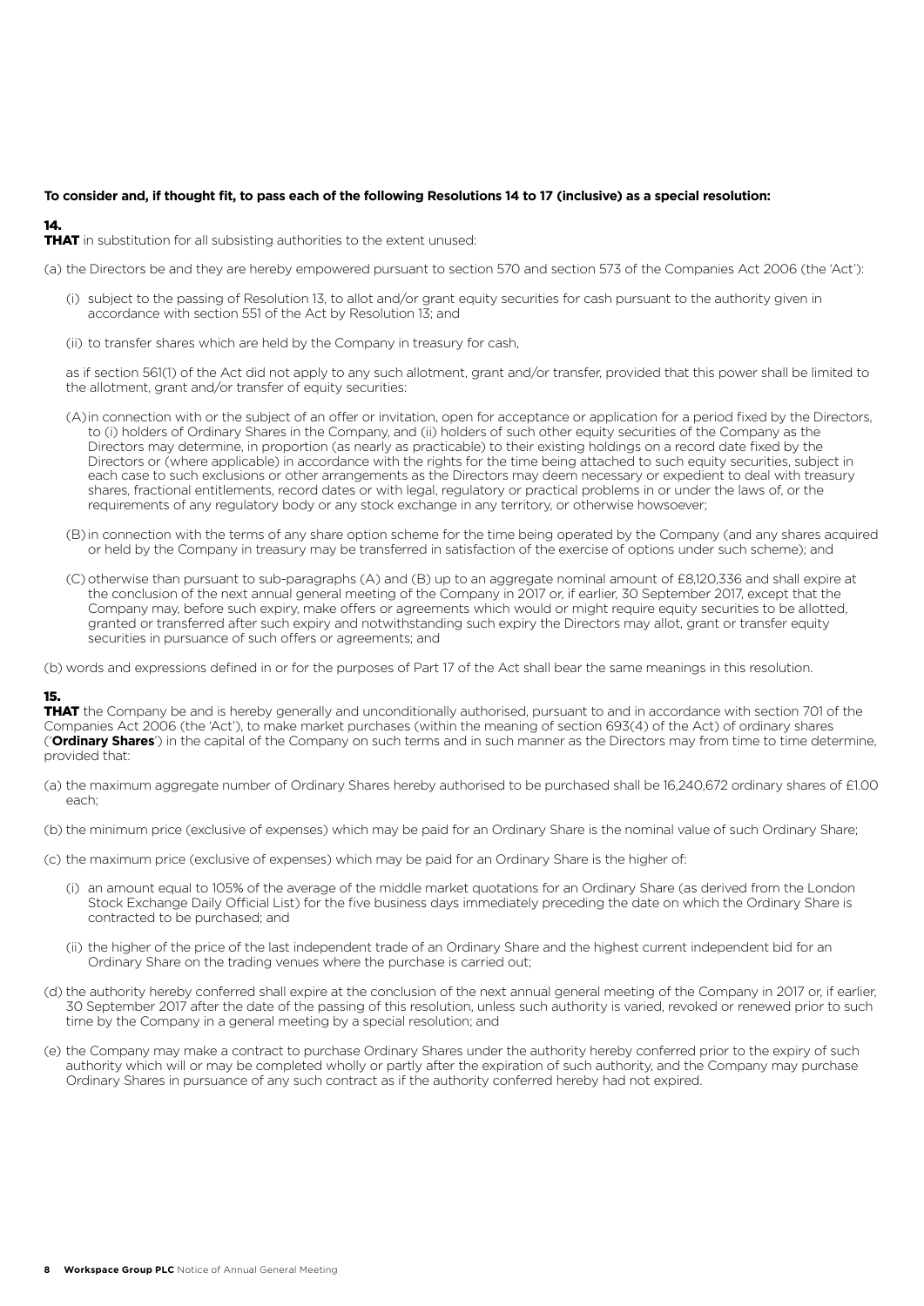**To consider and, if thought fit, to pass each of the following Resolutions 14 to 17 (inclusive) as a special resolution:**

### 14.

**THAT** in substitution for all subsisting authorities to the extent unused:

(a) the Directors be and they are hereby empowered pursuant to section 570 and section 573 of the Companies Act 2006 (the 'Act'):

(i) subject to the passing of Resolution 13, to allot and/or grant equity securities for cash pursuant to the authority given in accordance with section 551 of the Act by Resolution 13; and

(ii) to transfer shares which are held by the Company in treasury for cash,

as if section 561(1) of the Act did not apply to any such allotment, grant and/or transfer, provided that this power shall be limited to the allotment, grant and/or transfer of equity securities:

(A) in connection with or the subject of an offer or invitation, open for acceptance or application for a period fixed by the Directors, to (i) holders of Ordinary Shares in the Company, and (ii) holders of such other equity securities of the Company as the Directors may determine, in proportion (as nearly as practicable) to their existing holdings on a record date fixed by the Directors or (where applicable) in accordance with the rights for the time being attached to such equity securities, subject in each case to such exclusions or other arrangements as the Directors may deem necessary or expedient to deal with treasury shares, fractional entitlements, record dates or with legal, regulatory or practical problems in or under the laws of, or the requirements of any regulatory body or any stock exchange in any territory, or otherwise howsoever;

(B) in connection with the terms of any share option scheme for the time being operated by the Company (and any shares acquired or held by the Company in treasury may be transferred in satisfaction of the exercise of options under such scheme); and

(C) otherwise than pursuant to sub-paragraphs (A) and (B) up to an aggregate nominal amount of £8,120,336 and shall expire at the conclusion of the next annual general meeting of the Company in 2017 or, if earlier, 30 September 2017, except that the Company may, before such expiry, make offers or agreements which would or might require equity securities to be allotted, granted or transferred after such expiry and notwithstanding such expiry the Directors may allot, grant or transfer equity securities in pursuance of such offers or agreements; and

(b) words and expressions defined in or for the purposes of Part 17 of the Act shall bear the same meanings in this resolution.

### 15.

**THAT** the Company be and is hereby generally and unconditionally authorised, pursuant to and in accordance with section 701 of the Companies Act 2006 (the 'Act'), to make market purchases (within the meaning of section 693(4) of the Act) of ordinary shares ('**Ordinary Shares**') in the capital of the Company on such terms and in such manner as the Directors may from time to time determine, provided that:

(a) the maximum aggregate number of Ordinary Shares hereby authorised to be purchased shall be 16,240,672 ordinary shares of £1.00 each;

(b) the minimum price (exclusive of expenses) which may be paid for an Ordinary Share is the nominal value of such Ordinary Share;

(c) the maximum price (exclusive of expenses) which may be paid for an Ordinary Share is the higher of:

(i) an amount equal to 105% of the average of the middle market quotations for an Ordinary Share (as derived from the London Stock Exchange Daily Official List) for the five business days immediately preceding the date on which the Ordinary Share is contracted to be purchased; and

(ii) the higher of the price of the last independent trade of an Ordinary Share and the highest current independent bid for an Ordinary Share on the trading venues where the purchase is carried out;

(d) the authority hereby conferred shall expire at the conclusion of the next annual general meeting of the Company in 2017 or, if earlier, 30 September 2017 after the date of the passing of this resolution, unless such authority is varied, revoked or renewed prior to such time by the Company in a general meeting by a special resolution; and

(e) the Company may make a contract to purchase Ordinary Shares under the authority hereby conferred prior to the expiry of such authority which will or may be completed wholly or partly after the expiration of such authority, and the Company may purchase Ordinary Shares in pursuance of any such contract as if the authority conferred hereby had not expired.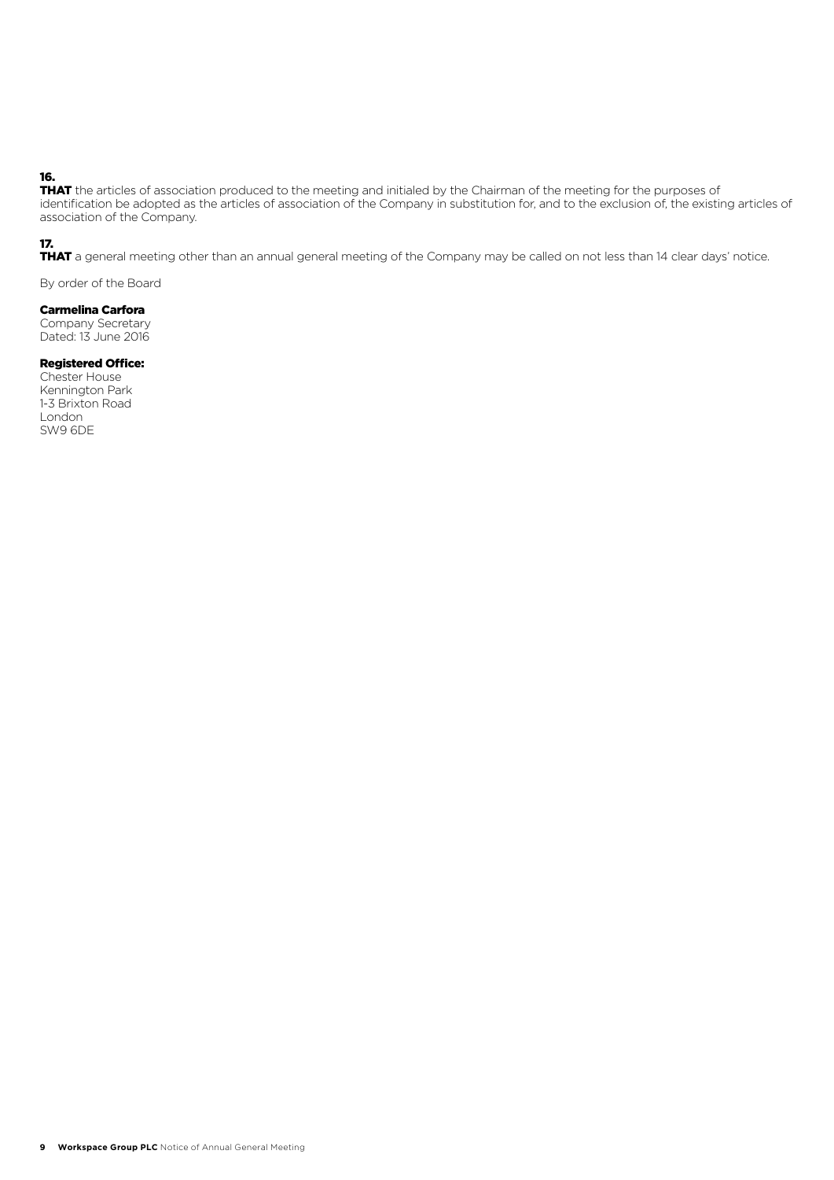### 16.

**THAT** the articles of association produced to the meeting and initialed by the Chairman of the meeting for the purposes of identification be adopted as the articles of association of the Company in substitution for, and to the exclusion of, the existing articles of association of the Company.

### 17.

**THAT** a general meeting other than an annual general meeting of the Company may be called on not less than 14 clear days' notice.

By order of the Board

**Carmelina Carfora**
Company Secretary
Dated: 13 June 2016

**Registered Office:**
Chester House
Kennington Park
1-3 Brixton Road
London
SW9 6DE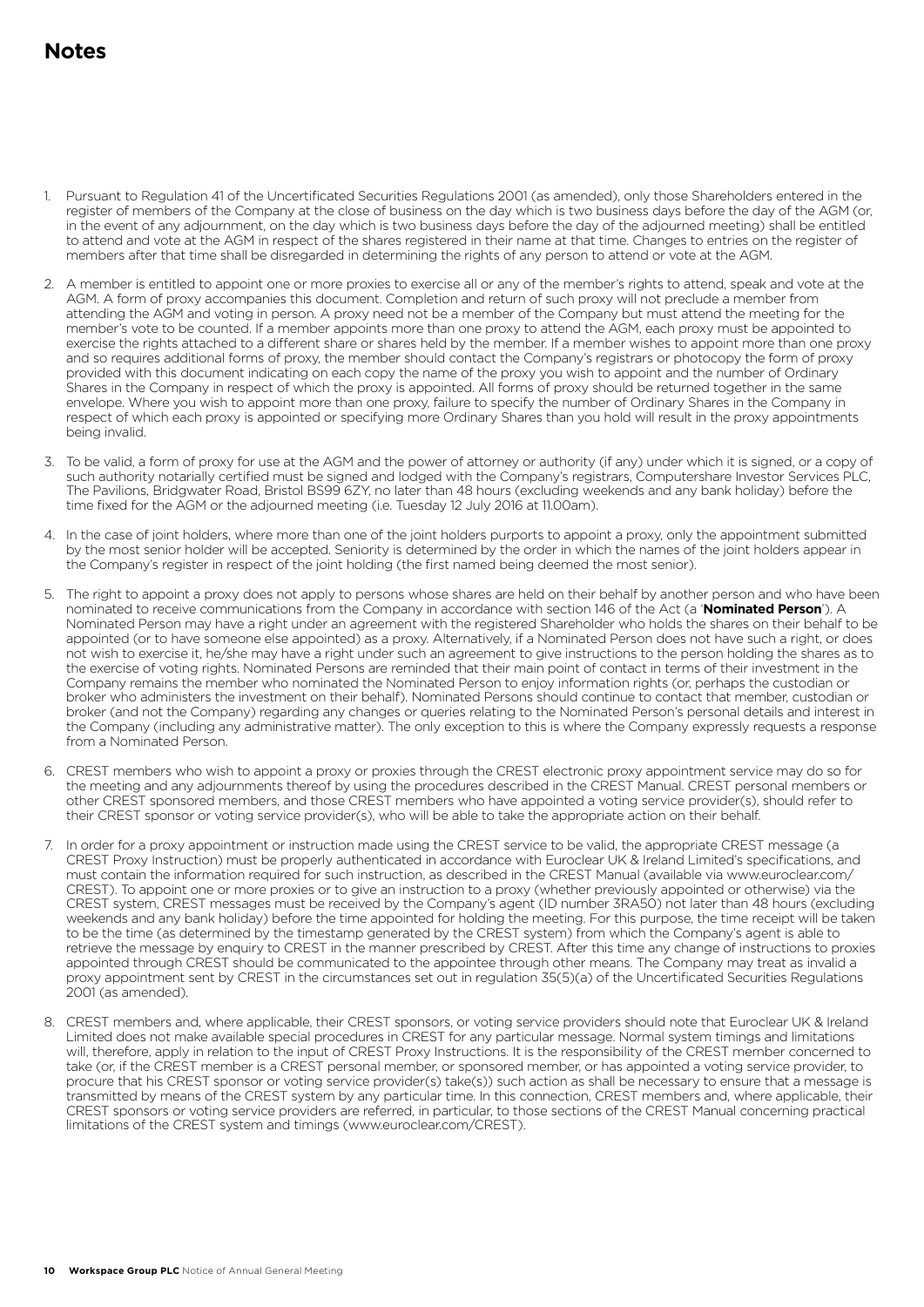# Notes

1. Pursuant to Regulation 41 of the Uncertificated Securities Regulations 2001 (as amended), only those Shareholders entered in the register of members of the Company at the close of business on the day which is two business days before the day of the AGM (or, in the event of any adjournment, on the day which is two business days before the day of the adjourned meeting) shall be entitled to attend and vote at the AGM in respect of the shares registered in their name at that time. Changes to entries on the register of members after that time shall be disregarded in determining the rights of any person to attend or vote at the AGM.

2. A member is entitled to appoint one or more proxies to exercise all or any of the member's rights to attend, speak and vote at the AGM. A form of proxy accompanies this document. Completion and return of such proxy will not preclude a member from attending the AGM and voting in person. A proxy need not be a member of the Company but must attend the meeting for the member's vote to be counted. If a member appoints more than one proxy to attend the AGM, each proxy must be appointed to exercise the rights attached to a different share or shares held by the member. If a member wishes to appoint more than one proxy and so requires additional forms of proxy, the member should contact the Company's registrars or photocopy the form of proxy provided with this document indicating on each copy the name of the proxy you wish to appoint and the number of Ordinary Shares in the Company in respect of which the proxy is appointed. All forms of proxy should be returned together in the same envelope. Where you wish to appoint more than one proxy, failure to specify the number of Ordinary Shares in the Company in respect of which each proxy is appointed or specifying more Ordinary Shares than you hold will result in the proxy appointments being invalid.

3. To be valid, a form of proxy for use at the AGM and the power of attorney or authority (if any) under which it is signed, or a copy of such authority notarially certified must be signed and lodged with the Company's registrars, Computershare Investor Services PLC, The Pavilions, Bridgwater Road, Bristol BS99 6ZY, no later than 48 hours (excluding weekends and any bank holiday) before the time fixed for the AGM or the adjourned meeting (i.e. Tuesday 12 July 2016 at 11.00am).

4. In the case of joint holders, where more than one of the joint holders purports to appoint a proxy, only the appointment submitted by the most senior holder will be accepted. Seniority is determined by the order in which the names of the joint holders appear in the Company's register in respect of the joint holding (the first named being deemed the most senior).

5. The right to appoint a proxy does not apply to persons whose shares are held on their behalf by another person and who have been nominated to receive communications from the Company in accordance with section 146 of the Act (a '**Nominated Person**'). A Nominated Person may have a right under an agreement with the registered Shareholder who holds the shares on their behalf to be appointed (or to have someone else appointed) as a proxy. Alternatively, if a Nominated Person does not have such a right, or does not wish to exercise it, he/she may have a right under such an agreement to give instructions to the person holding the shares as to the exercise of voting rights. Nominated Persons are reminded that their main point of contact in terms of their investment in the Company remains the member who nominated the Nominated Person to enjoy information rights (or, perhaps the custodian or broker who administers the investment on their behalf). Nominated Persons should continue to contact that member, custodian or broker (and not the Company) regarding any changes or queries relating to the Nominated Person's personal details and interest in the Company (including any administrative matter). The only exception to this is where the Company expressly requests a response from a Nominated Person.

6. CREST members who wish to appoint a proxy or proxies through the CREST electronic proxy appointment service may do so for the meeting and any adjournments thereof by using the procedures described in the CREST Manual. CREST personal members or other CREST sponsored members, and those CREST members who have appointed a voting service provider(s), should refer to their CREST sponsor or voting service provider(s), who will be able to take the appropriate action on their behalf.

7. In order for a proxy appointment or instruction made using the CREST service to be valid, the appropriate CREST message (a CREST Proxy Instruction) must be properly authenticated in accordance with Euroclear UK & Ireland Limited's specifications, and must contain the information required for such instruction, as described in the CREST Manual (available via www.euroclear.com/CREST). To appoint one or more proxies or to give an instruction to a proxy (whether previously appointed or otherwise) via the CREST system, CREST messages must be received by the Company's agent (ID number 3RA50) not later than 48 hours (excluding weekends and any bank holiday) before the time appointed for holding the meeting. For this purpose, the time receipt will be taken to be the time (as determined by the timestamp generated by the CREST system) from which the Company's agent is able to retrieve the message by enquiry to CREST in the manner prescribed by CREST. After this time any change of instructions to proxies appointed through CREST should be communicated to the appointee through other means. The Company may treat as invalid a proxy appointment sent by CREST in the circumstances set out in regulation 35(5)(a) of the Uncertificated Securities Regulations 2001 (as amended).

8. CREST members and, where applicable, their CREST sponsors, or voting service providers should note that Euroclear UK & Ireland Limited does not make available special procedures in CREST for any particular message. Normal system timings and limitations will, therefore, apply in relation to the input of CREST Proxy Instructions. It is the responsibility of the CREST member concerned to take (or, if the CREST member is a CREST personal member, or sponsored member, or has appointed a voting service provider, to procure that his CREST sponsor or voting service provider(s) take(s)) such action as shall be necessary to ensure that a message is transmitted by means of the CREST system by any particular time. In this connection, CREST members and, where applicable, their CREST sponsors or voting service providers are referred, in particular, to those sections of the CREST Manual concerning practical limitations of the CREST system and timings (www.euroclear.com/CREST).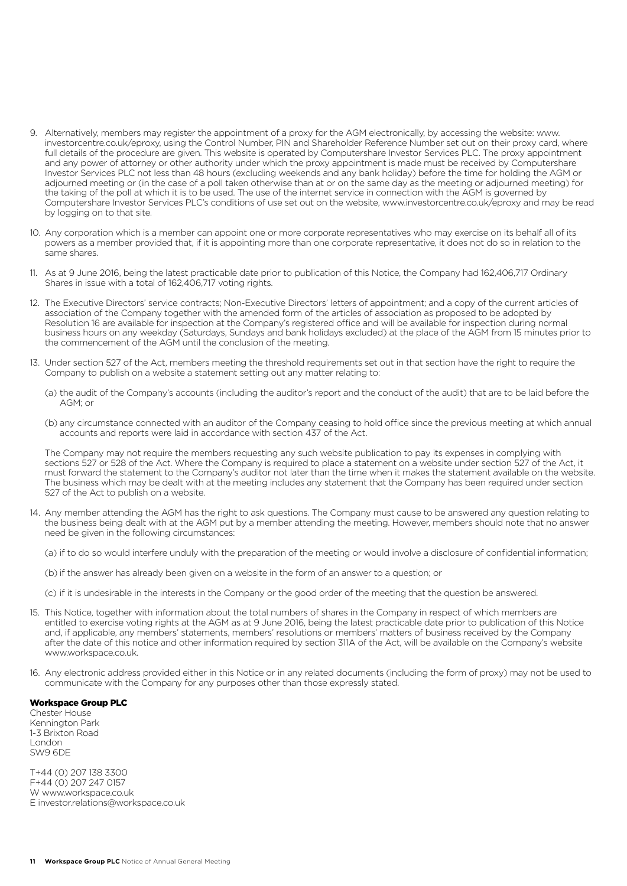9. Alternatively, members may register the appointment of a proxy for the AGM electronically, by accessing the website: www.investorcentre.co.uk/eproxy, using the Control Number, PIN and Shareholder Reference Number set out on their proxy card, where full details of the procedure are given. This website is operated by Computershare Investor Services PLC. The proxy appointment and any power of attorney or other authority under which the proxy appointment is made must be received by Computershare Investor Services PLC not less than 48 hours (excluding weekends and any bank holiday) before the time for holding the AGM or adjourned meeting or (in the case of a poll taken otherwise than at or on the same day as the meeting or adjourned meeting) for the taking of the poll at which it is to be used. The use of the internet service in connection with the AGM is governed by Computershare Investor Services PLC's conditions of use set out on the website, www.investorcentre.co.uk/eproxy and may be read by logging on to that site.

10. Any corporation which is a member can appoint one or more corporate representatives who may exercise on its behalf all of its powers as a member provided that, if it is appointing more than one corporate representative, it does not do so in relation to the same shares.

11. As at 9 June 2016, being the latest practicable date prior to publication of this Notice, the Company had 162,406,717 Ordinary Shares in issue with a total of 162,406,717 voting rights.

12. The Executive Directors' service contracts; Non-Executive Directors' letters of appointment; and a copy of the current articles of association of the Company together with the amended form of the articles of association as proposed to be adopted by Resolution 16 are available for inspection at the Company's registered office and will be available for inspection during normal business hours on any weekday (Saturdays, Sundays and bank holidays excluded) at the place of the AGM from 15 minutes prior to the commencement of the AGM until the conclusion of the meeting.

13. Under section 527 of the Act, members meeting the threshold requirements set out in that section have the right to require the Company to publish on a website a statement setting out any matter relating to:

    (a) the audit of the Company's accounts (including the auditor's report and the conduct of the audit) that are to be laid before the AGM; or

    (b) any circumstance connected with an auditor of the Company ceasing to hold office since the previous meeting at which annual accounts and reports were laid in accordance with section 437 of the Act.

    The Company may not require the members requesting any such website publication to pay its expenses in complying with sections 527 or 528 of the Act. Where the Company is required to place a statement on a website under section 527 of the Act, it must forward the statement to the Company's auditor not later than the time when it makes the statement available on the website. The business which may be dealt with at the meeting includes any statement that the Company has been required under section 527 of the Act to publish on a website.

14. Any member attending the AGM has the right to ask questions. The Company must cause to be answered any question relating to the business being dealt with at the AGM put by a member attending the meeting. However, members should note that no answer need be given in the following circumstances:

    (a) if to do so would interfere unduly with the preparation of the meeting or would involve a disclosure of confidential information;

    (b) if the answer has already been given on a website in the form of an answer to a question; or

    (c) if it is undesirable in the interests in the Company or the good order of the meeting that the question be answered.

15. This Notice, together with information about the total numbers of shares in the Company in respect of which members are entitled to exercise voting rights at the AGM as at 9 June 2016, being the latest practicable date prior to publication of this Notice and, if applicable, any members' statements, members' resolutions or members' matters of business received by the Company after the date of this notice and other information required by section 311A of the Act, will be available on the Company's website www.workspace.co.uk.

16. Any electronic address provided either in this Notice or in any related documents (including the form of proxy) may not be used to communicate with the Company for any purposes other than those expressly stated.

**Workspace Group PLC**
Chester House
Kennington Park
1-3 Brixton Road
London
SW9 6DE

T+44 (0) 207 138 3300
F+44 (0) 207 247 0157
W www.workspace.co.uk
E investor.relations@workspace.co.uk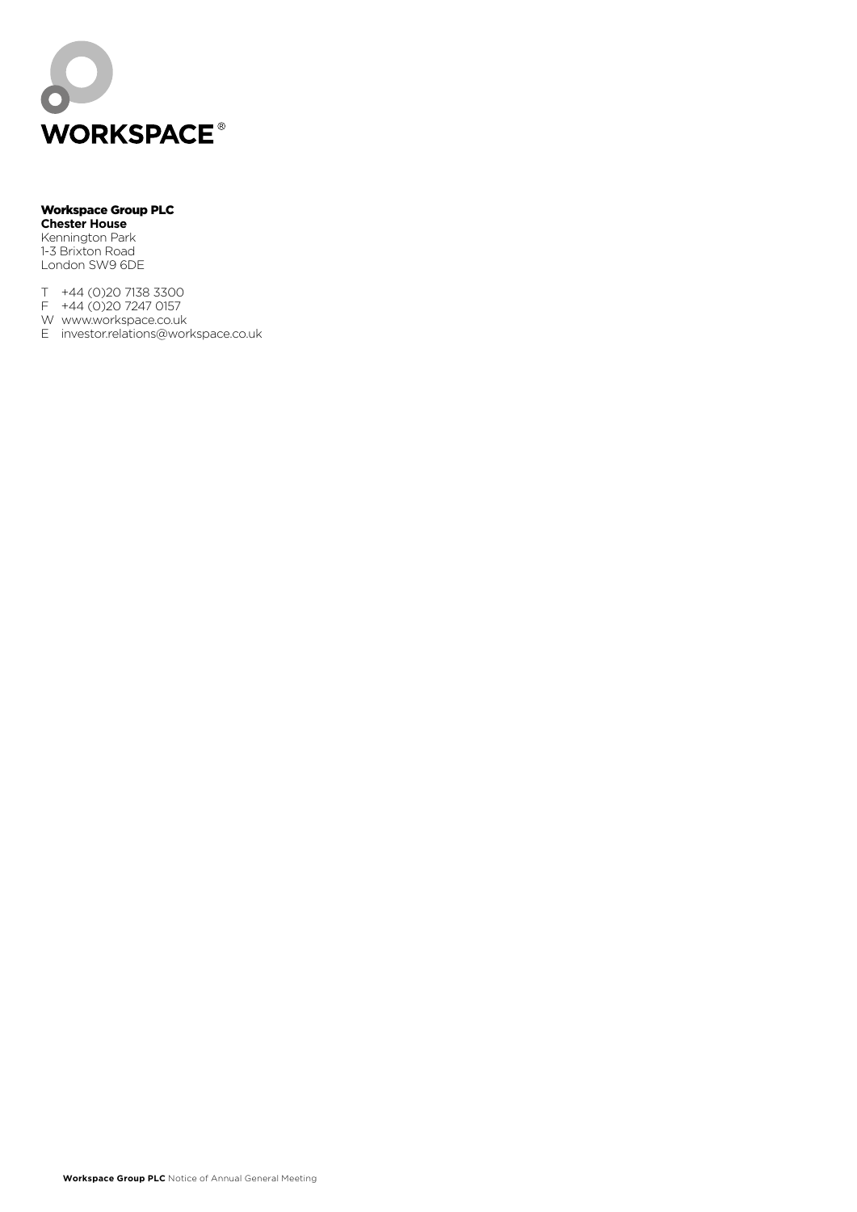WORKSPACE®

**Workspace Group PLC**
**Chester House**
Kennington Park
1-3 Brixton Road
London SW9 6DE

T +44 (0)20 7138 3300
F +44 (0)20 7247 0157
W www.workspace.co.uk
E investor.relations@workspace.co.uk